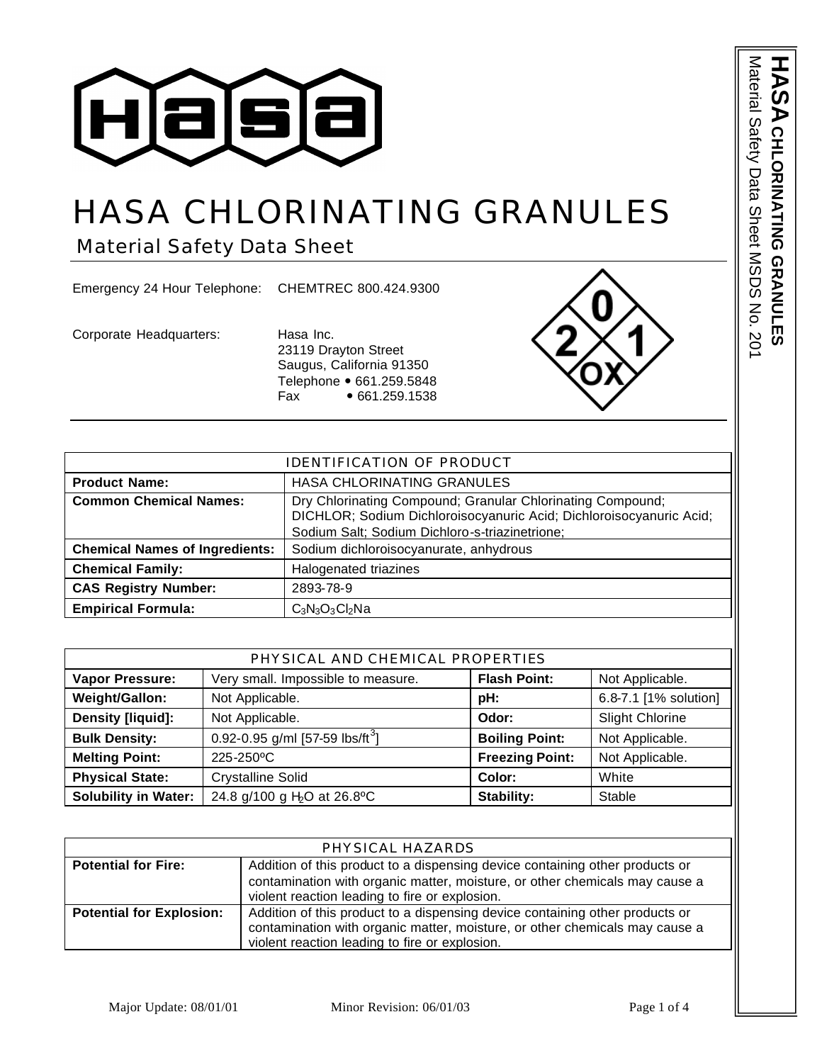# HASA CHLORINATING GRANULES

## Material Safety Data Sheet

Emergency 24 Hour Telephone: CHEMTREC 800.424.9300

Corporate Headquarters: Hasa Inc.
23119 Drayton Street
Saugus, California 91350
Telephone • 661.259.5848
Fax • 661.259.1538

| IDENTIFICATION OF PRODUCT | |
|---|---|
| **Product Name:** | HASA CHLORINATING GRANULES |
| **Common Chemical Names:** | Dry Chlorinating Compound; Granular Chlorinating Compound; DICHLOR; Sodium Dichloroisocyanuric Acid; Dichloroisocyanuric Acid; Sodium Salt; Sodium Dichloro-s-triazinetrione; |
| **Chemical Names of Ingredients:** | Sodium dichloroisocyanurate, anhydrous |
| **Chemical Family:** | Halogenated triazines |
| **CAS Registry Number:** | 2893-78-9 |
| **Empirical Formula:** | $C_3N_3O_3Cl_2Na$ |

| PHYSICAL AND CHEMICAL PROPERTIES | | | |
|---|---|---|---|
| **Vapor Pressure:** | Very small. Impossible to measure. | **Flash Point:** | Not Applicable. |
| **Weight/Gallon:** | Not Applicable. | **pH:** | 6.8-7.1 [1% solution] |
| **Density [liquid]:** | Not Applicable. | **Odor:** | Slight Chlorine |
| **Bulk Density:** | 0.92-0.95 g/ml [57-59 lbs/ft$^3$] | **Boiling Point:** | Not Applicable. |
| **Melting Point:** | 225-250ºC | **Freezing Point:** | Not Applicable. |
| **Physical State:** | Crystalline Solid | **Color:** | White |
| **Solubility in Water:** | 24.8 g/100 g $H_2O$ at 26.8ºC | **Stability:** | Stable |

| PHYSICAL HAZARDS | |
|---|---|
| **Potential for Fire:** | Addition of this product to a dispensing device containing other products or contamination with organic matter, moisture, or other chemicals may cause a violent reaction leading to fire or explosion. |
| **Potential for Explosion:** | Addition of this product to a dispensing device containing other products or contamination with organic matter, moisture, or other chemicals may cause a violent reaction leading to fire or explosion. |

Major Update: 08/01/01 Minor Revision: 06/01/03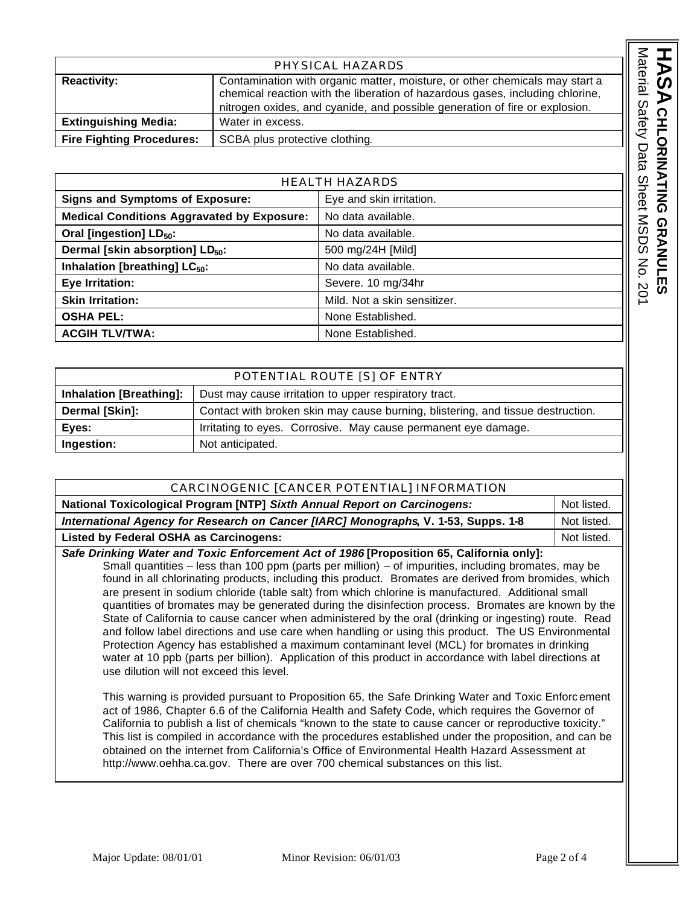| PHYSICAL HAZARDS | |
|---|---|
| **Reactivity:** | Contamination with organic matter, moisture, or other chemicals may start a chemical reaction with the liberation of hazardous gases, including chlorine, nitrogen oxides, and cyanide, and possible generation of fire or explosion. |
| **Extinguishing Media:** | Water in excess. |
| **Fire Fighting Procedures:** | SCBA plus protective clothing. |

| HEALTH HAZARDS | |
|---|---|
| **Signs and Symptoms of Exposure:** | Eye and skin irritation. |
| **Medical Conditions Aggravated by Exposure:** | No data available. |
| **Oral [ingestion] $LD_{50}$:** | No data available. |
| **Dermal [skin absorption] $LD_{50}$:** | 500 mg/24H [Mild] |
| **Inhalation [breathing] $LC_{50}$:** | No data available. |
| **Eye Irritation:** | Severe. 10 mg/34hr |
| **Skin Irritation:** | Mild. Not a skin sensitizer. |
| **OSHA PEL:** | None Established. |
| **ACGIH TLV/TWA:** | None Established. |

| POTENTIAL ROUTE [S] OF ENTRY | |
|---|---|
| **Inhalation [Breathing]:** | Dust may cause irritation to upper respiratory tract. |
| **Dermal [Skin]:** | Contact with broken skin may cause burning, blistering, and tissue destruction. |
| **Eyes:** | Irritating to eyes. Corrosive. May cause permanent eye damage. |
| **Ingestion:** | Not anticipated. |

| CARCINOGENIC [CANCER POTENTIAL] INFORMATION | |
|---|---|
| **National Toxicological Program [NTP]** ***Sixth Annual Report on Carcinogens:*** | Not listed. |
| ***International Agency for Research on Cancer [IARC] Monographs*****, V. 1-53, Supps. 1-8** | Not listed. |
| **Listed by Federal OSHA as Carcinogens:** | Not listed. |

***Safe Drinking Water and Toxic Enforcement Act of 1986*** **[Proposition 65, California only]:**

Small quantities – less than 100 ppm (parts per million) – of impurities, including bromates, may be found in all chlorinating products, including this product. Bromates are derived from bromides, which are present in sodium chloride (table salt) from which chlorine is manufactured. Additional small quantities of bromates may be generated during the disinfection process. Bromates are known by the State of California to cause cancer when administered by the oral (drinking or ingesting) route. Read and follow label directions and use care when handling or using this product. The US Environmental Protection Agency has established a maximum contaminant level (MCL) for bromates in drinking water at 10 ppb (parts per billion). Application of this product in accordance with label directions at use dilution will not exceed this level.

This warning is provided pursuant to Proposition 65, the Safe Drinking Water and Toxic Enforcement act of 1986, Chapter 6.6 of the California Health and Safety Code, which requires the Governor of California to publish a list of chemicals "known to the state to cause cancer or reproductive toxicity." This list is compiled in accordance with the procedures established under the proposition, and can be obtained on the internet from California's Office of Environmental Health Hazard Assessment at http://www.oehha.ca.gov. There are over 700 chemical substances on this list.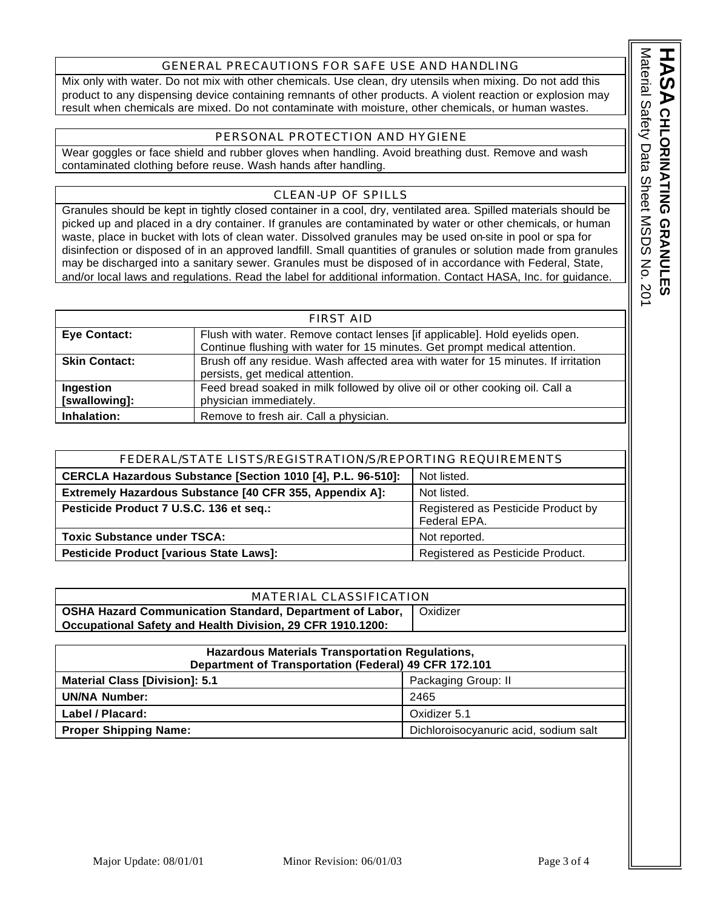## GENERAL PRECAUTIONS FOR SAFE USE AND HANDLING

Mix only with water. Do not mix with other chemicals. Use clean, dry utensils when mixing. Do not add this product to any dispensing device containing remnants of other products. A violent reaction or explosion may result when chemicals are mixed. Do not contaminate with moisture, other chemicals, or human wastes.

## PERSONAL PROTECTION AND HYGIENE

Wear goggles or face shield and rubber gloves when handling. Avoid breathing dust. Remove and wash contaminated clothing before reuse. Wash hands after handling.

## CLEAN-UP OF SPILLS

Granules should be kept in tightly closed container in a cool, dry, ventilated area. Spilled materials should be picked up and placed in a dry container. If granules are contaminated by water or other chemicals, or human waste, place in bucket with lots of clean water. Dissolved granules may be used on-site in pool or spa for disinfection or disposed of in an approved landfill. Small quantities of granules or solution made from granules may be discharged into a sanitary sewer. Granules must be disposed of in accordance with Federal, State, and/or local laws and regulations. Read the label for additional information. Contact HASA, Inc. for guidance.

## FIRST AID

| | |
|---|---|
| **Eye Contact:** | Flush with water. Remove contact lenses [if applicable]. Hold eyelids open. Continue flushing with water for 15 minutes. Get prompt medical attention. |
| **Skin Contact:** | Brush off any residue. Wash affected area with water for 15 minutes. If irritation persists, get medical attention. |
| **Ingestion [swallowing]:** | Feed bread soaked in milk followed by olive oil or other cooking oil. Call a physician immediately. |
| **Inhalation:** | Remove to fresh air. Call a physician. |

## FEDERAL/STATE LISTS/REGISTRATION/S/REPORTING REQUIREMENTS

| | |
|---|---|
| **CERCLA Hazardous Substance [Section 1010 [4], P.L. 96-510]:** | Not listed. |
| **Extremely Hazardous Substance [40 CFR 355, Appendix A]:** | Not listed. |
| **Pesticide Product 7 U.S.C. 136 et seq.:** | Registered as Pesticide Product by Federal EPA. |
| **Toxic Substance under TSCA:** | Not reported. |
| **Pesticide Product [various State Laws]:** | Registered as Pesticide Product. |

## MATERIAL CLASSIFICATION

| | |
|---|---|
| **OSHA Hazard Communication Standard, Department of Labor, Occupational Safety and Health Division, 29 CFR 1910.1200:** | Oxidizer |

## Hazardous Materials Transportation Regulations, Department of Transportation (Federal) 49 CFR 172.101

| | |
|---|---|
| **Material Class [Division]: 5.1** | Packaging Group: II |
| **UN/NA Number:** | 2465 |
| **Label / Placard:** | Oxidizer 5.1 |
| **Proper Shipping Name:** | Dichloroisocyanuric acid, sodium salt |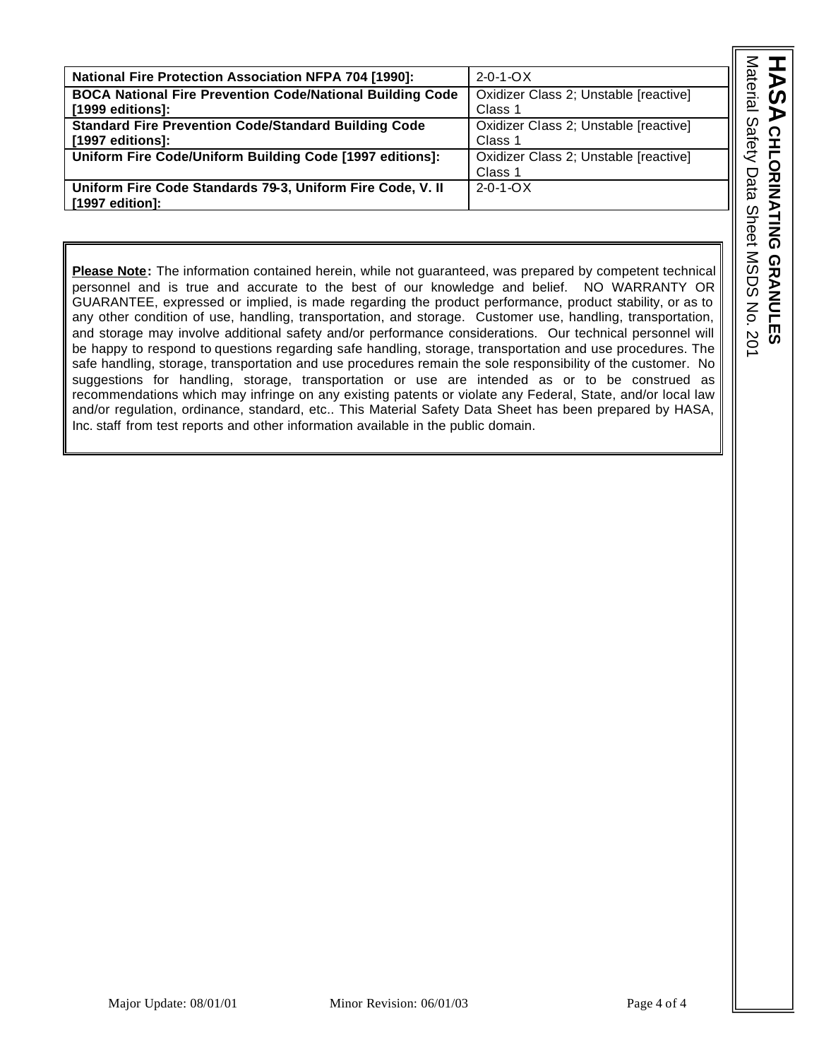| | |
|---|---|
| **National Fire Protection Association NFPA 704 [1990]:** | 2-0-1-OX |
| **BOCA National Fire Prevention Code/National Building Code [1999 editions]:** | Oxidizer Class 2; Unstable [reactive] Class 1 |
| **Standard Fire Prevention Code/Standard Building Code [1997 editions]:** | Oxidizer Class 2; Unstable [reactive] Class 1 |
| **Uniform Fire Code/Uniform Building Code [1997 editions]:** | Oxidizer Class 2; Unstable [reactive] Class 1 |
| **Uniform Fire Code Standards 79-3, Uniform Fire Code, V. II [1997 edition]:** | 2-0-1-OX |

**Please Note:** The information contained herein, while not guaranteed, was prepared by competent technical personnel and is true and accurate to the best of our knowledge and belief. NO WARRANTY OR GUARANTEE, expressed or implied, is made regarding the product performance, product stability, or as to any other condition of use, handling, transportation, and storage. Customer use, handling, transportation, and storage may involve additional safety and/or performance considerations. Our technical personnel will be happy to respond to questions regarding safe handling, storage, transportation and use procedures. The safe handling, storage, transportation and use procedures remain the sole responsibility of the customer. No suggestions for handling, storage, transportation or use are intended as or to be construed as recommendations which may infringe on any existing patents or violate any Federal, State, and/or local law and/or regulation, ordinance, standard, etc.. This Material Safety Data Sheet has been prepared by HASA, Inc. staff from test reports and other information available in the public domain.

Major Update: 08/01/01 Minor Revision: 06/01/03